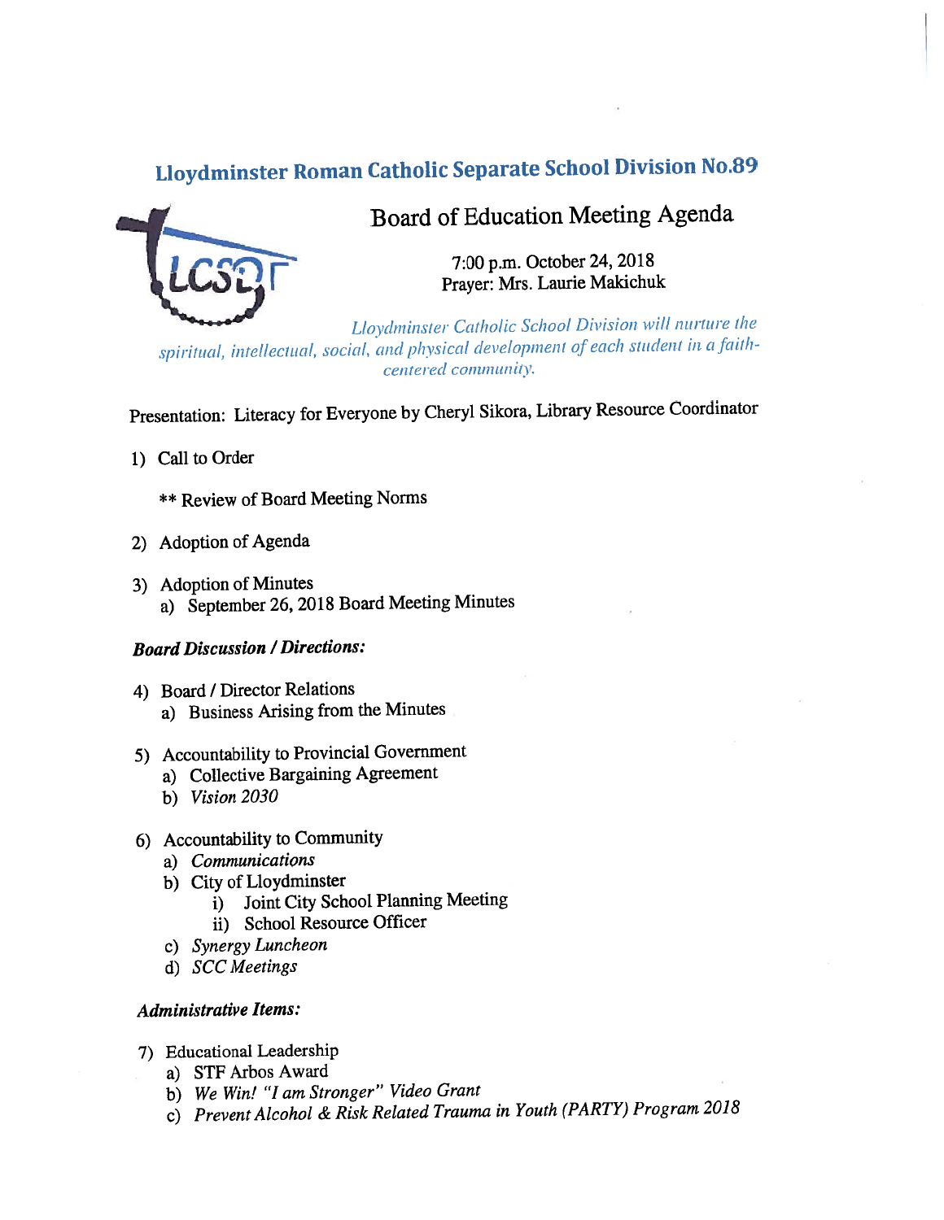# Lloydminster Roman Catholic Separate School Division No.89

## Board of Education Meeting Agenda

7:00 p.m. October 24, 2018
Prayer: Mrs. Laurie Makichuk

*Lloydminster Catholic School Division will nurture the spiritual, intellectual, social, and physical development of each student in a faith-centered community.*

Presentation: Literacy for Everyone by Cheryl Sikora, Library Resource Coordinator

1) Call to Order

   ** Review of Board Meeting Norms

2) Adoption of Agenda

3) Adoption of Minutes
   a) September 26, 2018 Board Meeting Minutes

***Board Discussion / Directions:***

4) Board / Director Relations
   a) Business Arising from the Minutes

5) Accountability to Provincial Government
   a) Collective Bargaining Agreement
   b) *Vision 2030*

6) Accountability to Community
   a) *Communications*
   b) City of Lloydminster
      i) Joint City School Planning Meeting
      ii) School Resource Officer
   c) *Synergy Luncheon*
   d) *SCC Meetings*

***Administrative Items:***

7) Educational Leadership
   a) STF Arbos Award
   b) *We Win! "I am Stronger" Video Grant*
   c) *Prevent Alcohol & Risk Related Trauma in Youth (PARTY) Program 2018*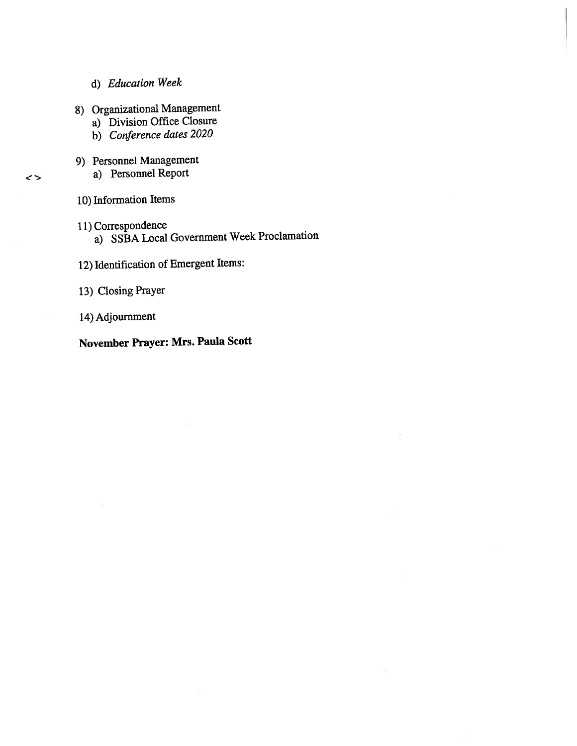d) *Education Week*

8) Organizational Management
   a) Division Office Closure
   b) *Conference dates 2020*

9) Personnel Management
   < > a) Personnel Report

10) Information Items

11) Correspondence
   a) SSBA Local Government Week Proclamation

12) Identification of Emergent Items:

13) Closing Prayer

14) Adjournment

**November Prayer: Mrs. Paula Scott**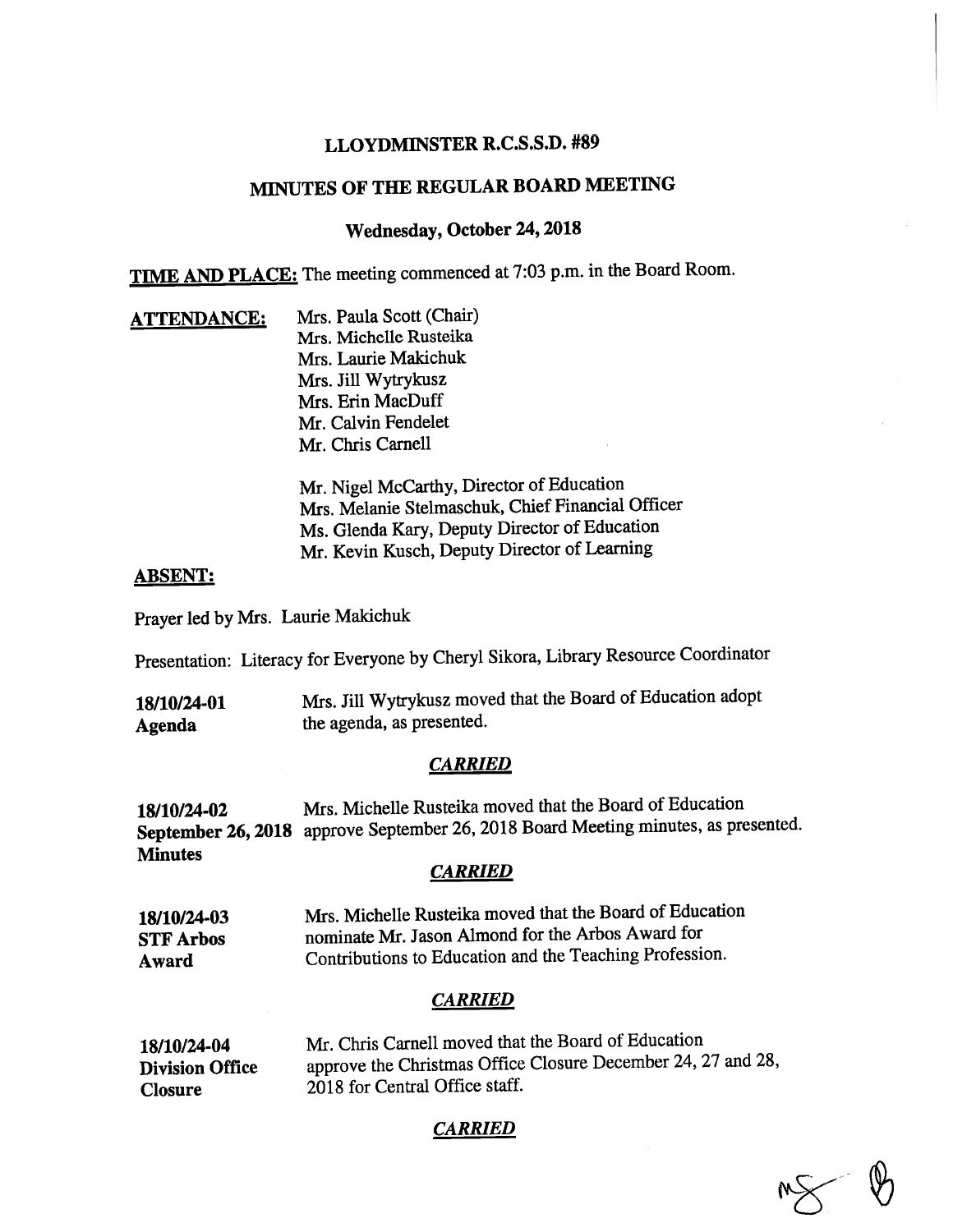# LLOYDMINSTER R.C.S.S.D. #89

## MINUTES OF THE REGULAR BOARD MEETING

### Wednesday, October 24, 2018

**TIME AND PLACE:** The meeting commenced at 7:03 p.m. in the Board Room.

**ATTENDANCE:**
Mrs. Paula Scott (Chair)
Mrs. Michelle Rusteika
Mrs. Laurie Makichuk
Mrs. Jill Wytrykusz
Mrs. Erin MacDuff
Mr. Calvin Fendelet
Mr. Chris Carnell

Mr. Nigel McCarthy, Director of Education
Mrs. Melanie Stelmaschuk, Chief Financial Officer
Ms. Glenda Kary, Deputy Director of Education
Mr. Kevin Kusch, Deputy Director of Learning

**ABSENT:**

Prayer led by Mrs. Laurie Makichuk

Presentation: Literacy for Everyone by Cheryl Sikora, Library Resource Coordinator

**18/10/24-01**
**Agenda**
Mrs. Jill Wytrykusz moved that the Board of Education adopt the agenda, as presented.

***CARRIED***

**18/10/24-02**
**September 26, 2018 Minutes**
Mrs. Michelle Rusteika moved that the Board of Education approve September 26, 2018 Board Meeting minutes, as presented.

***CARRIED***

**18/10/24-03**
**STF Arbos Award**
Mrs. Michelle Rusteika moved that the Board of Education nominate Mr. Jason Almond for the Arbos Award for Contributions to Education and the Teaching Profession.

***CARRIED***

**18/10/24-04**
**Division Office Closure**
Mr. Chris Carnell moved that the Board of Education approve the Christmas Office Closure December 24, 27 and 28, 2018 for Central Office staff.

***CARRIED***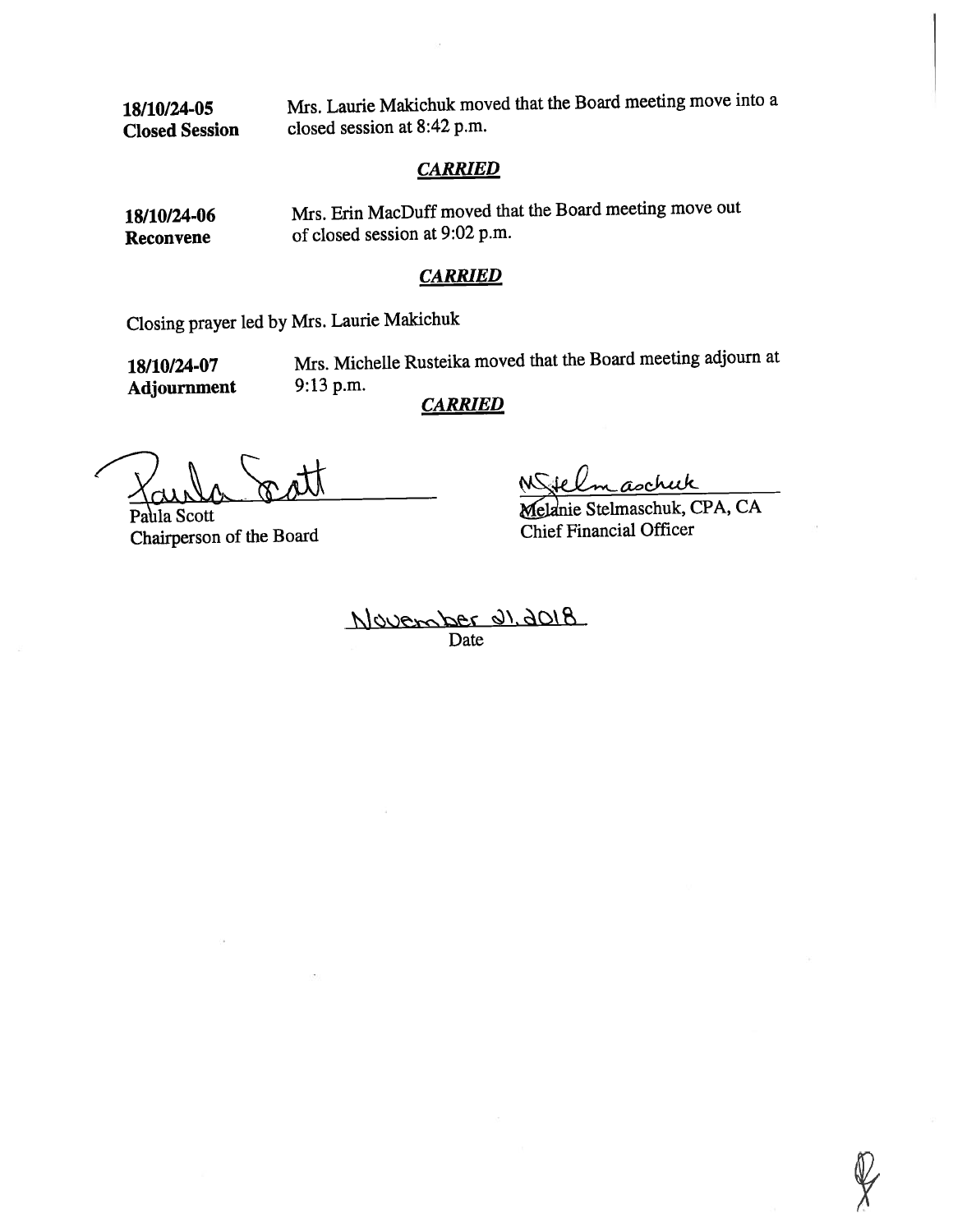**18/10/24-05**
**Closed Session**

Mrs. Laurie Makichuk moved that the Board meeting move into a closed session at 8:42 p.m.

***CARRIED***

**18/10/24-06**
**Reconvene**

Mrs. Erin MacDuff moved that the Board meeting move out of closed session at 9:02 p.m.

***CARRIED***

Closing prayer led by Mrs. Laurie Makichuk

**18/10/24-07**
**Adjournment**

Mrs. Michelle Rusteika moved that the Board meeting adjourn at 9:13 p.m.

***CARRIED***

Paula Scott
Chairperson of the Board

Melanie Stelmaschuk, CPA, CA
Chief Financial Officer

November 21, 2018
Date